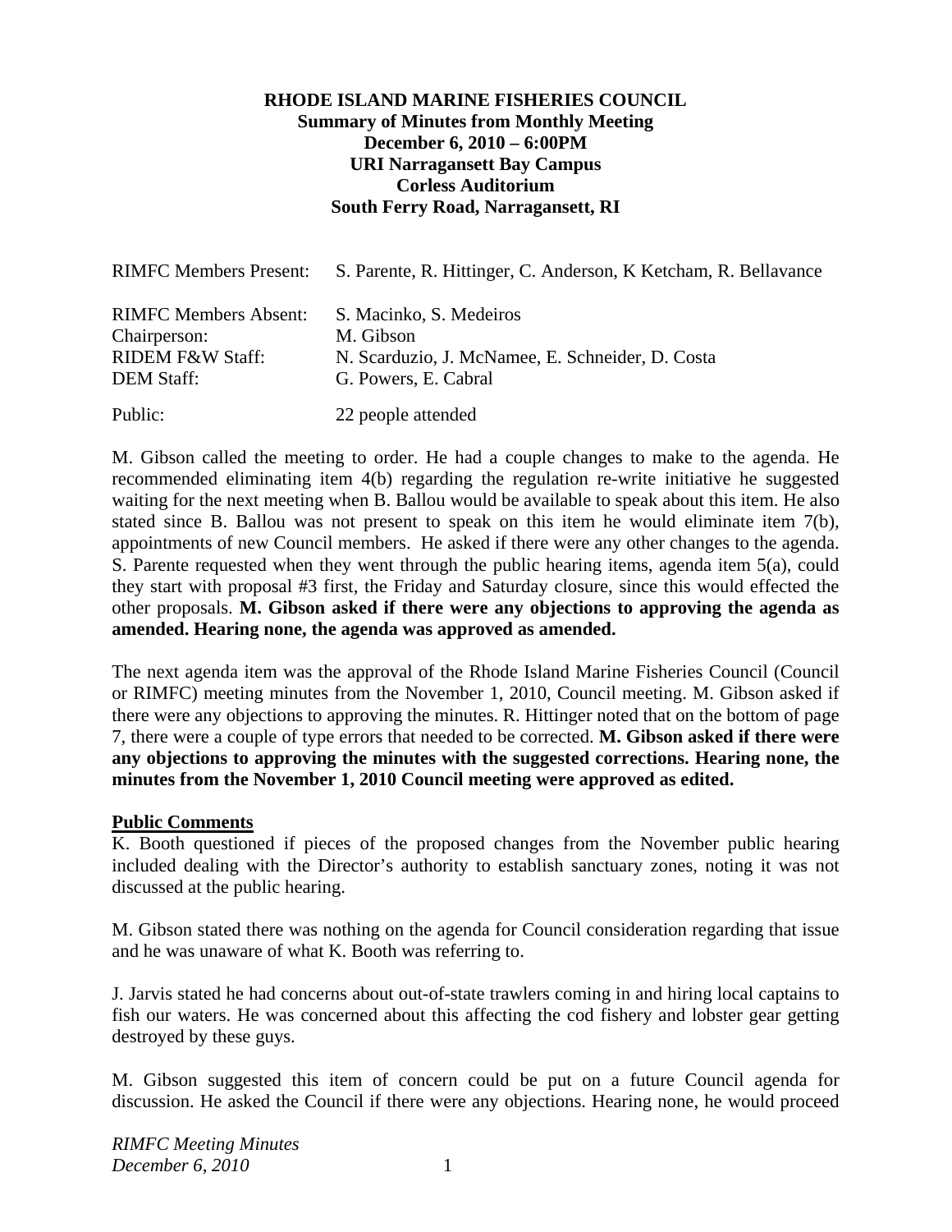**RHODE ISLAND MARINE FISHERIES COUNCIL**
**Summary of Minutes from Monthly Meeting**
**December 6, 2010 – 6:00PM**
**URI Narragansett Bay Campus**
**Corless Auditorium**
**South Ferry Road, Narragansett, RI**

| | |
|---|---|
| RIMFC Members Present: | S. Parente, R. Hittinger, C. Anderson, K Ketcham, R. Bellavance |
| RIMFC Members Absent: | S. Macinko, S. Medeiros |
| Chairperson: | M. Gibson |
| RIDEM F&W Staff: | N. Scarduzio, J. McNamee, E. Schneider, D. Costa |
| DEM Staff: | G. Powers, E. Cabral |
| Public: | 22 people attended |

M. Gibson called the meeting to order. He had a couple changes to make to the agenda. He recommended eliminating item 4(b) regarding the regulation re-write initiative he suggested waiting for the next meeting when B. Ballou would be available to speak about this item. He also stated since B. Ballou was not present to speak on this item he would eliminate item 7(b), appointments of new Council members. He asked if there were any other changes to the agenda. S. Parente requested when they went through the public hearing items, agenda item 5(a), could they start with proposal #3 first, the Friday and Saturday closure, since this would effected the other proposals. **M. Gibson asked if there were any objections to approving the agenda as amended. Hearing none, the agenda was approved as amended.**

The next agenda item was the approval of the Rhode Island Marine Fisheries Council (Council or RIMFC) meeting minutes from the November 1, 2010, Council meeting. M. Gibson asked if there were any objections to approving the minutes. R. Hittinger noted that on the bottom of page 7, there were a couple of type errors that needed to be corrected. **M. Gibson asked if there were any objections to approving the minutes with the suggested corrections. Hearing none, the minutes from the November 1, 2010 Council meeting were approved as edited.**

**Public Comments**

K. Booth questioned if pieces of the proposed changes from the November public hearing included dealing with the Director's authority to establish sanctuary zones, noting it was not discussed at the public hearing.

M. Gibson stated there was nothing on the agenda for Council consideration regarding that issue and he was unaware of what K. Booth was referring to.

J. Jarvis stated he had concerns about out-of-state trawlers coming in and hiring local captains to fish our waters. He was concerned about this affecting the cod fishery and lobster gear getting destroyed by these guys.

M. Gibson suggested this item of concern could be put on a future Council agenda for discussion. He asked the Council if there were any objections. Hearing none, he would proceed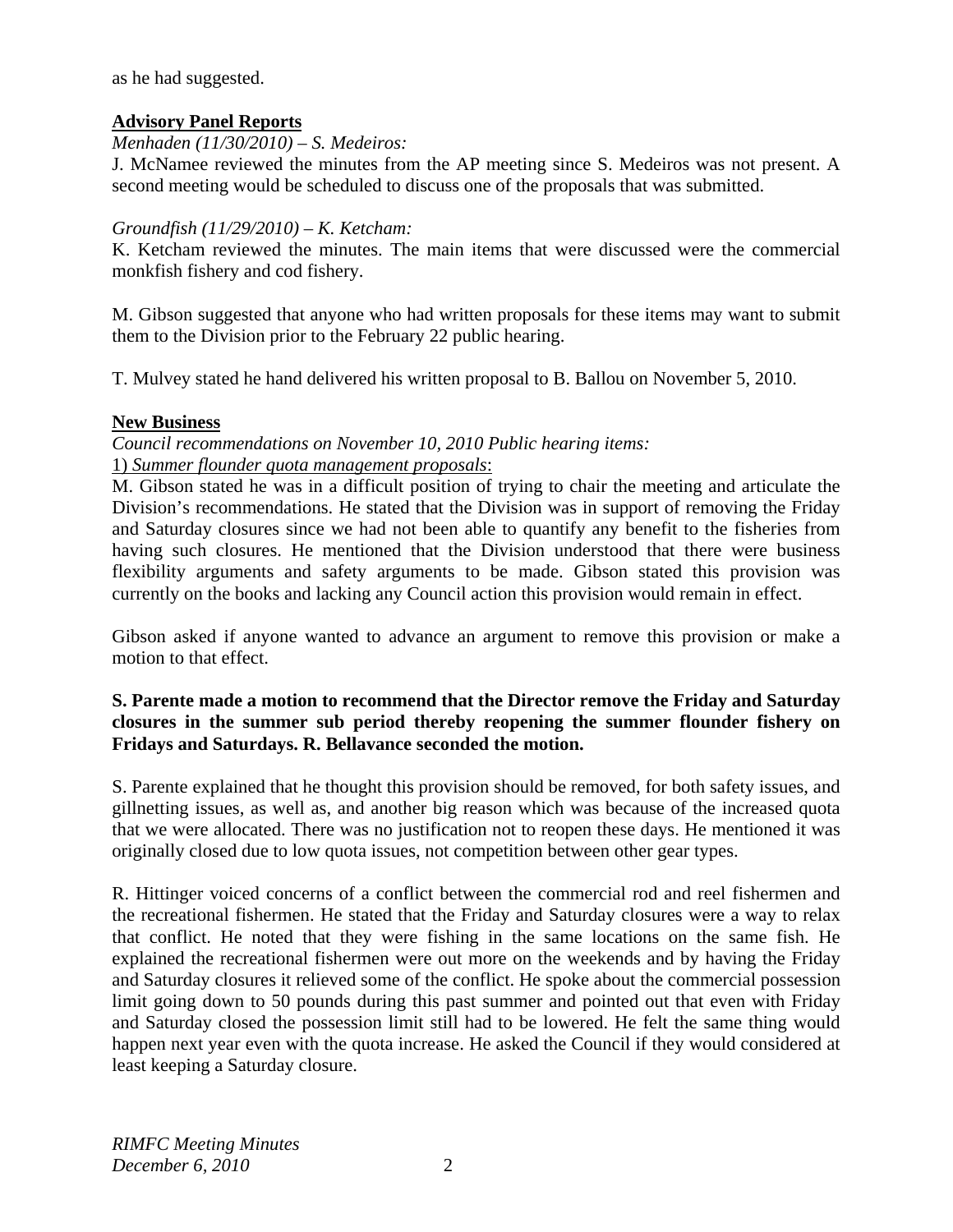as he had suggested.

**Advisory Panel Reports**

*Menhaden (11/30/2010) – S. Medeiros:*

J. McNamee reviewed the minutes from the AP meeting since S. Medeiros was not present. A second meeting would be scheduled to discuss one of the proposals that was submitted.

*Groundfish (11/29/2010) – K. Ketcham:*

K. Ketcham reviewed the minutes. The main items that were discussed were the commercial monkfish fishery and cod fishery.

M. Gibson suggested that anyone who had written proposals for these items may want to submit them to the Division prior to the February 22 public hearing.

T. Mulvey stated he hand delivered his written proposal to B. Ballou on November 5, 2010.

**New Business**

*Council recommendations on November 10, 2010 Public hearing items:*

1) *Summer flounder quota management proposals*:

M. Gibson stated he was in a difficult position of trying to chair the meeting and articulate the Division's recommendations. He stated that the Division was in support of removing the Friday and Saturday closures since we had not been able to quantify any benefit to the fisheries from having such closures. He mentioned that the Division understood that there were business flexibility arguments and safety arguments to be made. Gibson stated this provision was currently on the books and lacking any Council action this provision would remain in effect.

Gibson asked if anyone wanted to advance an argument to remove this provision or make a motion to that effect.

**S. Parente made a motion to recommend that the Director remove the Friday and Saturday closures in the summer sub period thereby reopening the summer flounder fishery on Fridays and Saturdays. R. Bellavance seconded the motion.**

S. Parente explained that he thought this provision should be removed, for both safety issues, and gillnetting issues, as well as, and another big reason which was because of the increased quota that we were allocated. There was no justification not to reopen these days. He mentioned it was originally closed due to low quota issues, not competition between other gear types.

R. Hittinger voiced concerns of a conflict between the commercial rod and reel fishermen and the recreational fishermen. He stated that the Friday and Saturday closures were a way to relax that conflict. He noted that they were fishing in the same locations on the same fish. He explained the recreational fishermen were out more on the weekends and by having the Friday and Saturday closures it relieved some of the conflict. He spoke about the commercial possession limit going down to 50 pounds during this past summer and pointed out that even with Friday and Saturday closed the possession limit still had to be lowered. He felt the same thing would happen next year even with the quota increase. He asked the Council if they would considered at least keeping a Saturday closure.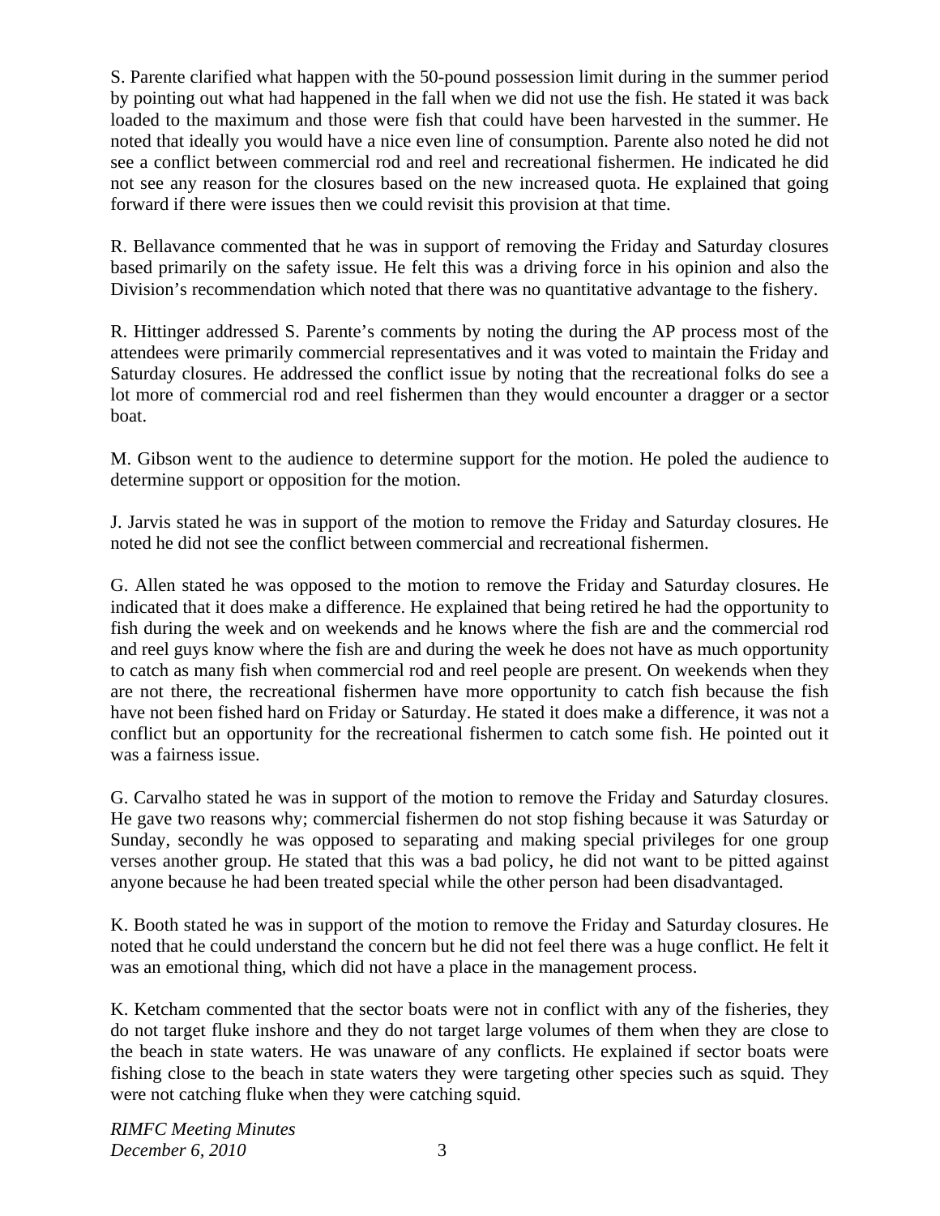S. Parente clarified what happen with the 50-pound possession limit during in the summer period by pointing out what had happened in the fall when we did not use the fish. He stated it was back loaded to the maximum and those were fish that could have been harvested in the summer. He noted that ideally you would have a nice even line of consumption. Parente also noted he did not see a conflict between commercial rod and reel and recreational fishermen. He indicated he did not see any reason for the closures based on the new increased quota. He explained that going forward if there were issues then we could revisit this provision at that time.

R. Bellavance commented that he was in support of removing the Friday and Saturday closures based primarily on the safety issue. He felt this was a driving force in his opinion and also the Division's recommendation which noted that there was no quantitative advantage to the fishery.

R. Hittinger addressed S. Parente's comments by noting the during the AP process most of the attendees were primarily commercial representatives and it was voted to maintain the Friday and Saturday closures. He addressed the conflict issue by noting that the recreational folks do see a lot more of commercial rod and reel fishermen than they would encounter a dragger or a sector boat.

M. Gibson went to the audience to determine support for the motion. He poled the audience to determine support or opposition for the motion.

J. Jarvis stated he was in support of the motion to remove the Friday and Saturday closures. He noted he did not see the conflict between commercial and recreational fishermen.

G. Allen stated he was opposed to the motion to remove the Friday and Saturday closures. He indicated that it does make a difference. He explained that being retired he had the opportunity to fish during the week and on weekends and he knows where the fish are and the commercial rod and reel guys know where the fish are and during the week he does not have as much opportunity to catch as many fish when commercial rod and reel people are present. On weekends when they are not there, the recreational fishermen have more opportunity to catch fish because the fish have not been fished hard on Friday or Saturday. He stated it does make a difference, it was not a conflict but an opportunity for the recreational fishermen to catch some fish. He pointed out it was a fairness issue.

G. Carvalho stated he was in support of the motion to remove the Friday and Saturday closures. He gave two reasons why; commercial fishermen do not stop fishing because it was Saturday or Sunday, secondly he was opposed to separating and making special privileges for one group verses another group. He stated that this was a bad policy, he did not want to be pitted against anyone because he had been treated special while the other person had been disadvantaged.

K. Booth stated he was in support of the motion to remove the Friday and Saturday closures. He noted that he could understand the concern but he did not feel there was a huge conflict. He felt it was an emotional thing, which did not have a place in the management process.

K. Ketcham commented that the sector boats were not in conflict with any of the fisheries, they do not target fluke inshore and they do not target large volumes of them when they are close to the beach in state waters. He was unaware of any conflicts. He explained if sector boats were fishing close to the beach in state waters they were targeting other species such as squid. They were not catching fluke when they were catching squid.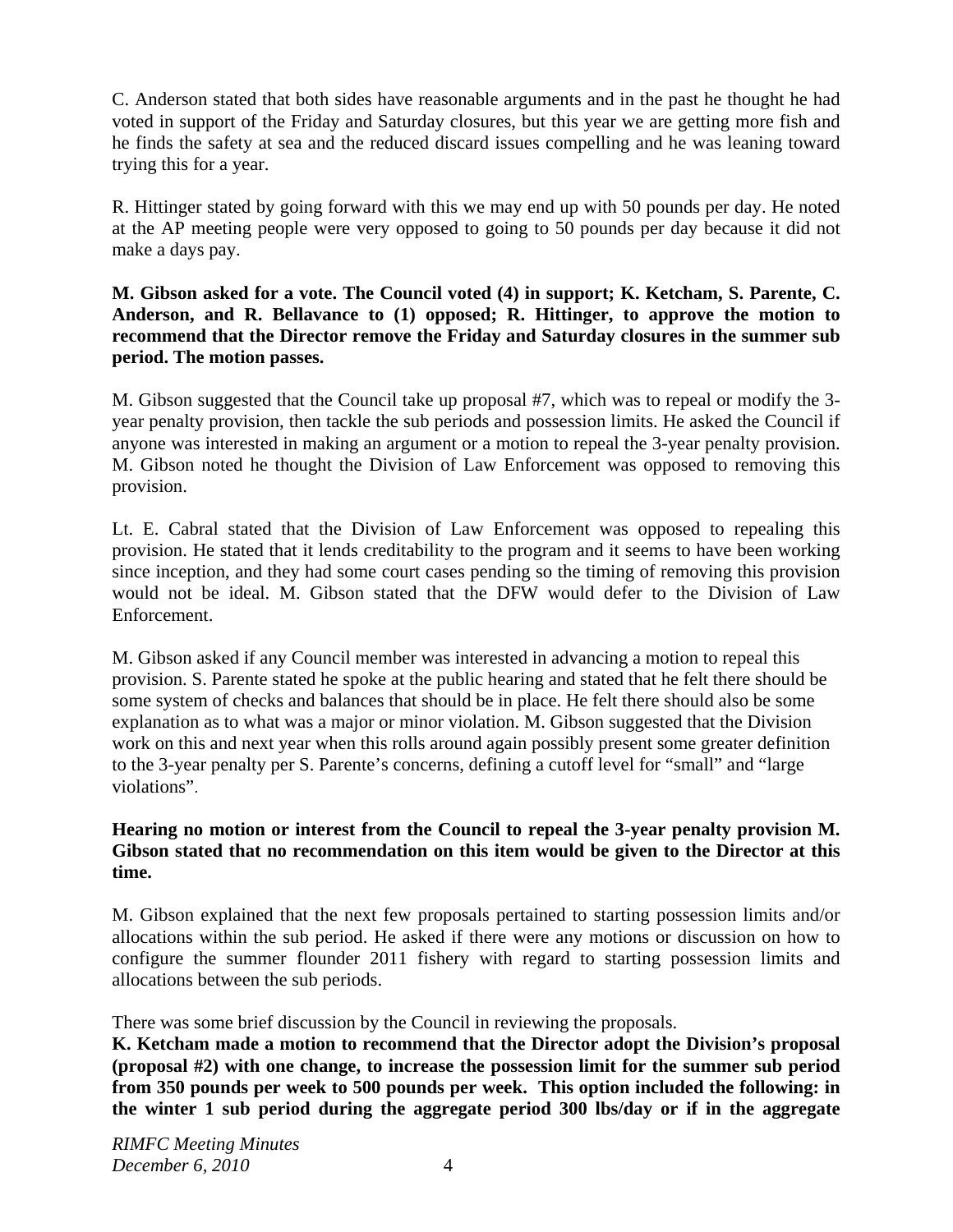C. Anderson stated that both sides have reasonable arguments and in the past he thought he had voted in support of the Friday and Saturday closures, but this year we are getting more fish and he finds the safety at sea and the reduced discard issues compelling and he was leaning toward trying this for a year.

R. Hittinger stated by going forward with this we may end up with 50 pounds per day. He noted at the AP meeting people were very opposed to going to 50 pounds per day because it did not make a days pay.

**M. Gibson asked for a vote. The Council voted (4) in support; K. Ketcham, S. Parente, C. Anderson, and R. Bellavance to (1) opposed; R. Hittinger, to approve the motion to recommend that the Director remove the Friday and Saturday closures in the summer sub period. The motion passes.**

M. Gibson suggested that the Council take up proposal #7, which was to repeal or modify the 3-year penalty provision, then tackle the sub periods and possession limits. He asked the Council if anyone was interested in making an argument or a motion to repeal the 3-year penalty provision. M. Gibson noted he thought the Division of Law Enforcement was opposed to removing this provision.

Lt. E. Cabral stated that the Division of Law Enforcement was opposed to repealing this provision. He stated that it lends creditability to the program and it seems to have been working since inception, and they had some court cases pending so the timing of removing this provision would not be ideal. M. Gibson stated that the DFW would defer to the Division of Law Enforcement.

M. Gibson asked if any Council member was interested in advancing a motion to repeal this provision. S. Parente stated he spoke at the public hearing and stated that he felt there should be some system of checks and balances that should be in place. He felt there should also be some explanation as to what was a major or minor violation. M. Gibson suggested that the Division work on this and next year when this rolls around again possibly present some greater definition to the 3-year penalty per S. Parente's concerns, defining a cutoff level for "small" and "large violations".

**Hearing no motion or interest from the Council to repeal the 3-year penalty provision M. Gibson stated that no recommendation on this item would be given to the Director at this time.**

M. Gibson explained that the next few proposals pertained to starting possession limits and/or allocations within the sub period. He asked if there were any motions or discussion on how to configure the summer flounder 2011 fishery with regard to starting possession limits and allocations between the sub periods.

There was some brief discussion by the Council in reviewing the proposals.

**K. Ketcham made a motion to recommend that the Director adopt the Division's proposal (proposal #2) with one change, to increase the possession limit for the summer sub period from 350 pounds per week to 500 pounds per week. This option included the following: in the winter 1 sub period during the aggregate period 300 lbs/day or if in the aggregate**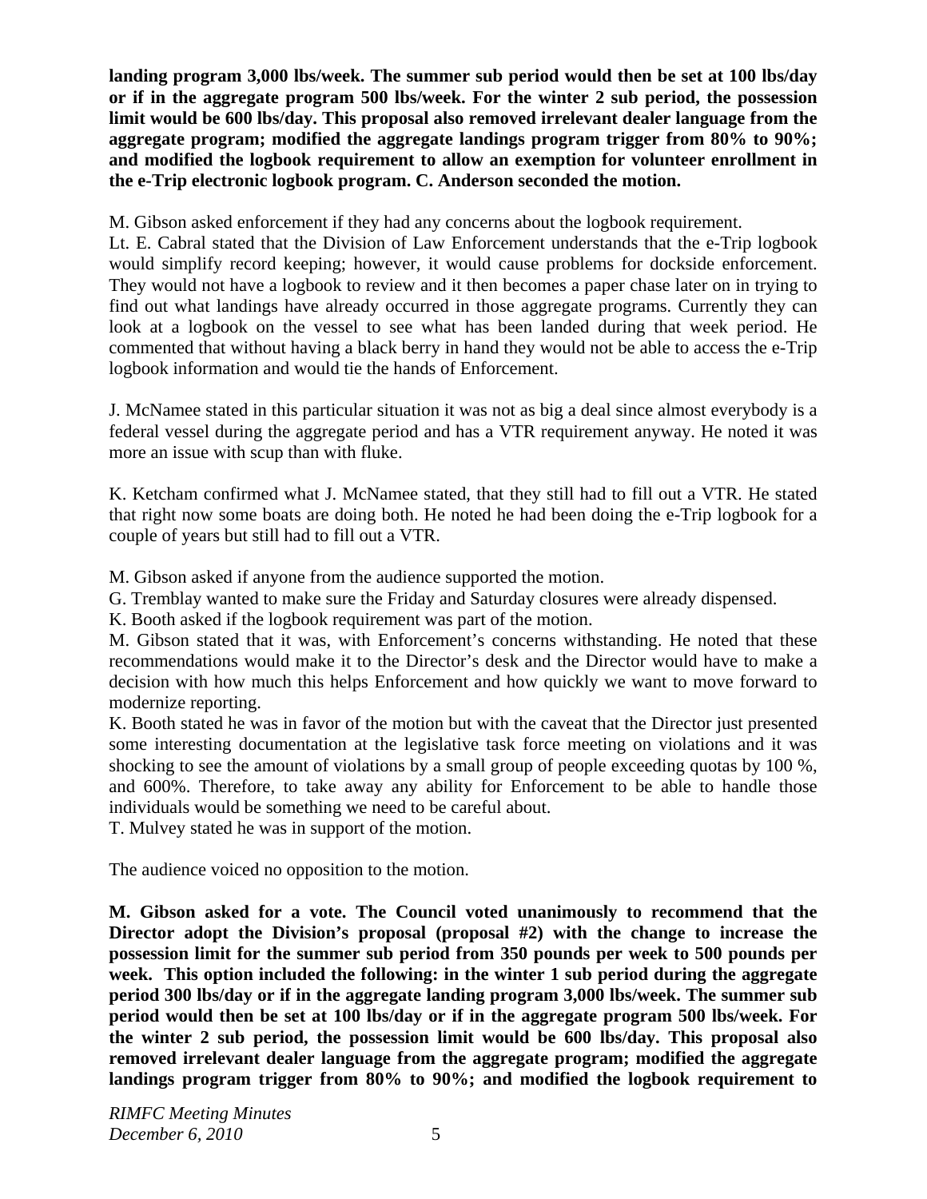**landing program 3,000 lbs/week. The summer sub period would then be set at 100 lbs/day or if in the aggregate program 500 lbs/week. For the winter 2 sub period, the possession limit would be 600 lbs/day. This proposal also removed irrelevant dealer language from the aggregate program; modified the aggregate landings program trigger from 80% to 90%; and modified the logbook requirement to allow an exemption for volunteer enrollment in the e-Trip electronic logbook program. C. Anderson seconded the motion.**

M. Gibson asked enforcement if they had any concerns about the logbook requirement.
Lt. E. Cabral stated that the Division of Law Enforcement understands that the e-Trip logbook would simplify record keeping; however, it would cause problems for dockside enforcement. They would not have a logbook to review and it then becomes a paper chase later on in trying to find out what landings have already occurred in those aggregate programs. Currently they can look at a logbook on the vessel to see what has been landed during that week period. He commented that without having a black berry in hand they would not be able to access the e-Trip logbook information and would tie the hands of Enforcement.

J. McNamee stated in this particular situation it was not as big a deal since almost everybody is a federal vessel during the aggregate period and has a VTR requirement anyway. He noted it was more an issue with scup than with fluke.

K. Ketcham confirmed what J. McNamee stated, that they still had to fill out a VTR. He stated that right now some boats are doing both. He noted he had been doing the e-Trip logbook for a couple of years but still had to fill out a VTR.

M. Gibson asked if anyone from the audience supported the motion.
G. Tremblay wanted to make sure the Friday and Saturday closures were already dispensed.
K. Booth asked if the logbook requirement was part of the motion.
M. Gibson stated that it was, with Enforcement's concerns withstanding. He noted that these recommendations would make it to the Director's desk and the Director would have to make a decision with how much this helps Enforcement and how quickly we want to move forward to modernize reporting.
K. Booth stated he was in favor of the motion but with the caveat that the Director just presented some interesting documentation at the legislative task force meeting on violations and it was shocking to see the amount of violations by a small group of people exceeding quotas by 100 %, and 600%. Therefore, to take away any ability for Enforcement to be able to handle those individuals would be something we need to be careful about.
T. Mulvey stated he was in support of the motion.

The audience voiced no opposition to the motion.

**M. Gibson asked for a vote. The Council voted unanimously to recommend that the Director adopt the Division's proposal (proposal #2) with the change to increase the possession limit for the summer sub period from 350 pounds per week to 500 pounds per week. This option included the following: in the winter 1 sub period during the aggregate period 300 lbs/day or if in the aggregate landing program 3,000 lbs/week. The summer sub period would then be set at 100 lbs/day or if in the aggregate program 500 lbs/week. For the winter 2 sub period, the possession limit would be 600 lbs/day. This proposal also removed irrelevant dealer language from the aggregate program; modified the aggregate landings program trigger from 80% to 90%; and modified the logbook requirement to**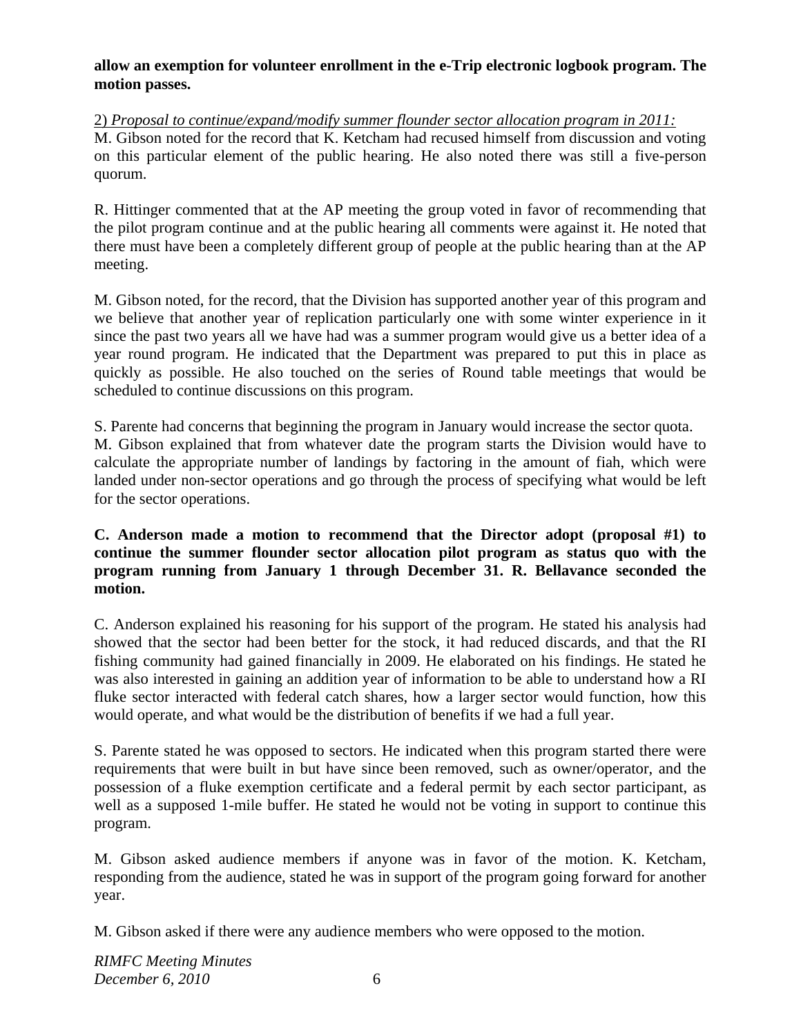**allow an exemption for volunteer enrollment in the e-Trip electronic logbook program. The motion passes.**

2) *Proposal to continue/expand/modify summer flounder sector allocation program in 2011:*
M. Gibson noted for the record that K. Ketcham had recused himself from discussion and voting on this particular element of the public hearing. He also noted there was still a five-person quorum.

R. Hittinger commented that at the AP meeting the group voted in favor of recommending that the pilot program continue and at the public hearing all comments were against it. He noted that there must have been a completely different group of people at the public hearing than at the AP meeting.

M. Gibson noted, for the record, that the Division has supported another year of this program and we believe that another year of replication particularly one with some winter experience in it since the past two years all we have had was a summer program would give us a better idea of a year round program. He indicated that the Department was prepared to put this in place as quickly as possible. He also touched on the series of Round table meetings that would be scheduled to continue discussions on this program.

S. Parente had concerns that beginning the program in January would increase the sector quota.
M. Gibson explained that from whatever date the program starts the Division would have to calculate the appropriate number of landings by factoring in the amount of fiah, which were landed under non-sector operations and go through the process of specifying what would be left for the sector operations.

**C. Anderson made a motion to recommend that the Director adopt (proposal #1) to continue the summer flounder sector allocation pilot program as status quo with the program running from January 1 through December 31. R. Bellavance seconded the motion.**

C. Anderson explained his reasoning for his support of the program. He stated his analysis had showed that the sector had been better for the stock, it had reduced discards, and that the RI fishing community had gained financially in 2009. He elaborated on his findings. He stated he was also interested in gaining an addition year of information to be able to understand how a RI fluke sector interacted with federal catch shares, how a larger sector would function, how this would operate, and what would be the distribution of benefits if we had a full year.

S. Parente stated he was opposed to sectors. He indicated when this program started there were requirements that were built in but have since been removed, such as owner/operator, and the possession of a fluke exemption certificate and a federal permit by each sector participant, as well as a supposed 1-mile buffer. He stated he would not be voting in support to continue this program.

M. Gibson asked audience members if anyone was in favor of the motion. K. Ketcham, responding from the audience, stated he was in support of the program going forward for another year.

M. Gibson asked if there were any audience members who were opposed to the motion.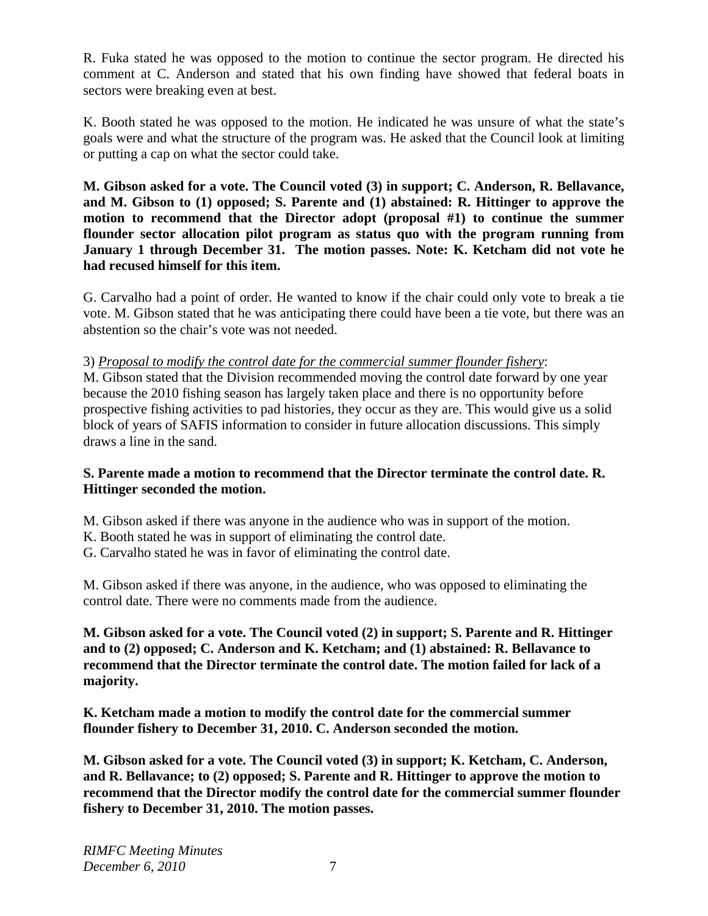R. Fuka stated he was opposed to the motion to continue the sector program. He directed his comment at C. Anderson and stated that his own finding have showed that federal boats in sectors were breaking even at best.

K. Booth stated he was opposed to the motion. He indicated he was unsure of what the state's goals were and what the structure of the program was. He asked that the Council look at limiting or putting a cap on what the sector could take.

**M. Gibson asked for a vote. The Council voted (3) in support; C. Anderson, R. Bellavance, and M. Gibson to (1) opposed; S. Parente and (1) abstained: R. Hittinger to approve the motion to recommend that the Director adopt (proposal #1) to continue the summer flounder sector allocation pilot program as status quo with the program running from January 1 through December 31. The motion passes. Note: K. Ketcham did not vote he had recused himself for this item.**

G. Carvalho had a point of order. He wanted to know if the chair could only vote to break a tie vote. M. Gibson stated that he was anticipating there could have been a tie vote, but there was an abstention so the chair's vote was not needed.

3) *Proposal to modify the control date for the commercial summer flounder fishery*:
M. Gibson stated that the Division recommended moving the control date forward by one year because the 2010 fishing season has largely taken place and there is no opportunity before prospective fishing activities to pad histories, they occur as they are. This would give us a solid block of years of SAFIS information to consider in future allocation discussions. This simply draws a line in the sand.

**S. Parente made a motion to recommend that the Director terminate the control date. R. Hittinger seconded the motion.**

M. Gibson asked if there was anyone in the audience who was in support of the motion.
K. Booth stated he was in support of eliminating the control date.
G. Carvalho stated he was in favor of eliminating the control date.

M. Gibson asked if there was anyone, in the audience, who was opposed to eliminating the control date. There were no comments made from the audience.

**M. Gibson asked for a vote. The Council voted (2) in support; S. Parente and R. Hittinger and to (2) opposed; C. Anderson and K. Ketcham; and (1) abstained: R. Bellavance to recommend that the Director terminate the control date. The motion failed for lack of a majority.**

**K. Ketcham made a motion to modify the control date for the commercial summer flounder fishery to December 31, 2010. C. Anderson seconded the motion.**

**M. Gibson asked for a vote. The Council voted (3) in support; K. Ketcham, C. Anderson, and R. Bellavance; to (2) opposed; S. Parente and R. Hittinger to approve the motion to recommend that the Director modify the control date for the commercial summer flounder fishery to December 31, 2010. The motion passes.**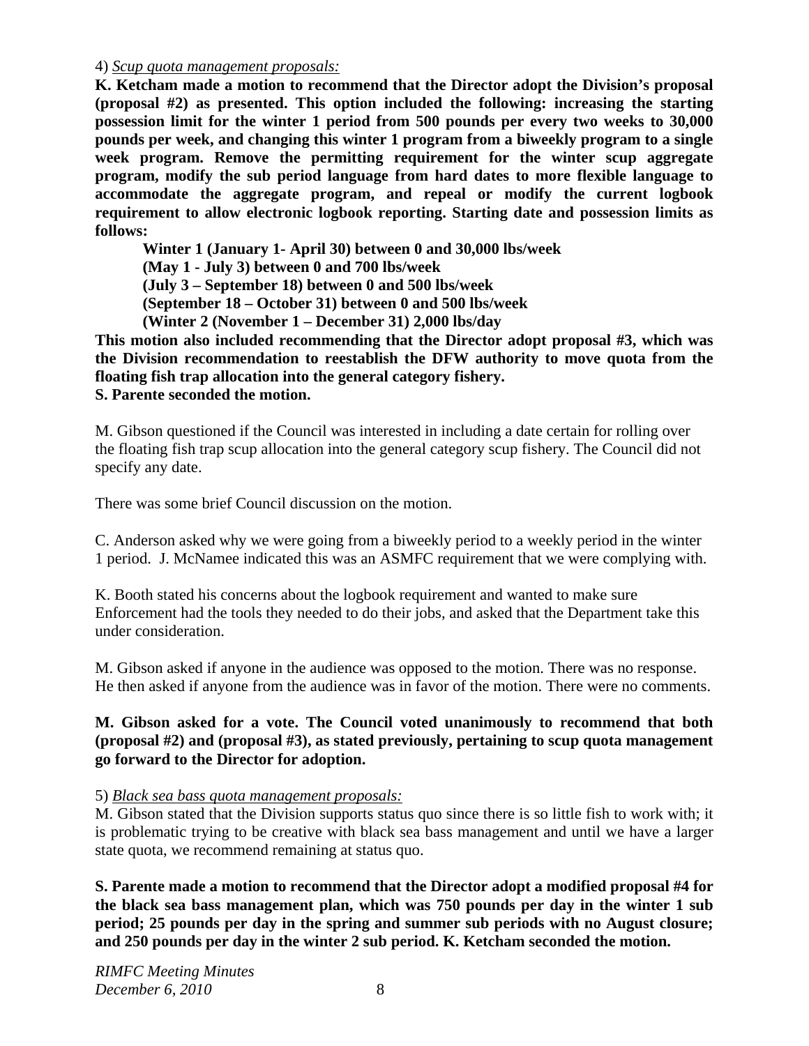4) *Scup quota management proposals:*

**K. Ketcham made a motion to recommend that the Director adopt the Division's proposal (proposal #2) as presented. This option included the following: increasing the starting possession limit for the winter 1 period from 500 pounds per every two weeks to 30,000 pounds per week, and changing this winter 1 program from a biweekly program to a single week program. Remove the permitting requirement for the winter scup aggregate program, modify the sub period language from hard dates to more flexible language to accommodate the aggregate program, and repeal or modify the current logbook requirement to allow electronic logbook reporting. Starting date and possession limits as follows:**

**Winter 1 (January 1- April 30) between 0 and 30,000 lbs/week**
**(May 1 - July 3) between 0 and 700 lbs/week**
**(July 3 – September 18) between 0 and 500 lbs/week**
**(September 18 – October 31) between 0 and 500 lbs/week**
**(Winter 2 (November 1 – December 31) 2,000 lbs/day**

**This motion also included recommending that the Director adopt proposal #3, which was the Division recommendation to reestablish the DFW authority to move quota from the floating fish trap allocation into the general category fishery.**
**S. Parente seconded the motion.**

M. Gibson questioned if the Council was interested in including a date certain for rolling over the floating fish trap scup allocation into the general category scup fishery. The Council did not specify any date.

There was some brief Council discussion on the motion.

C. Anderson asked why we were going from a biweekly period to a weekly period in the winter 1 period. J. McNamee indicated this was an ASMFC requirement that we were complying with.

K. Booth stated his concerns about the logbook requirement and wanted to make sure Enforcement had the tools they needed to do their jobs, and asked that the Department take this under consideration.

M. Gibson asked if anyone in the audience was opposed to the motion. There was no response. He then asked if anyone from the audience was in favor of the motion. There were no comments.

**M. Gibson asked for a vote. The Council voted unanimously to recommend that both (proposal #2) and (proposal #3), as stated previously, pertaining to scup quota management go forward to the Director for adoption.**

5) *Black sea bass quota management proposals:*

M. Gibson stated that the Division supports status quo since there is so little fish to work with; it is problematic trying to be creative with black sea bass management and until we have a larger state quota, we recommend remaining at status quo.

**S. Parente made a motion to recommend that the Director adopt a modified proposal #4 for the black sea bass management plan, which was 750 pounds per day in the winter 1 sub period; 25 pounds per day in the spring and summer sub periods with no August closure; and 250 pounds per day in the winter 2 sub period. K. Ketcham seconded the motion.**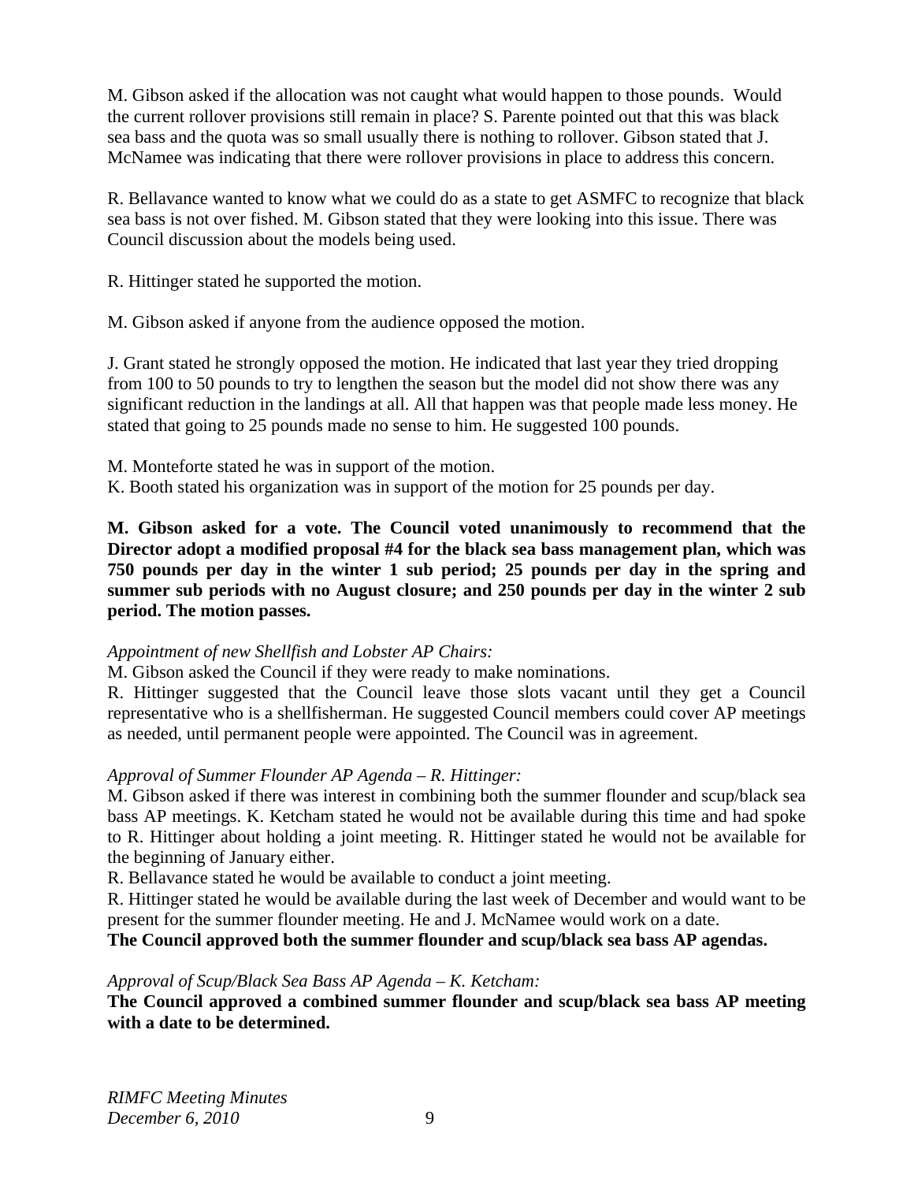M. Gibson asked if the allocation was not caught what would happen to those pounds. Would the current rollover provisions still remain in place? S. Parente pointed out that this was black sea bass and the quota was so small usually there is nothing to rollover. Gibson stated that J. McNamee was indicating that there were rollover provisions in place to address this concern.

R. Bellavance wanted to know what we could do as a state to get ASMFC to recognize that black sea bass is not over fished. M. Gibson stated that they were looking into this issue. There was Council discussion about the models being used.

R. Hittinger stated he supported the motion.

M. Gibson asked if anyone from the audience opposed the motion.

J. Grant stated he strongly opposed the motion. He indicated that last year they tried dropping from 100 to 50 pounds to try to lengthen the season but the model did not show there was any significant reduction in the landings at all. All that happen was that people made less money. He stated that going to 25 pounds made no sense to him. He suggested 100 pounds.

M. Monteforte stated he was in support of the motion.
K. Booth stated his organization was in support of the motion for 25 pounds per day.

**M. Gibson asked for a vote. The Council voted unanimously to recommend that the Director adopt a modified proposal #4 for the black sea bass management plan, which was 750 pounds per day in the winter 1 sub period; 25 pounds per day in the spring and summer sub periods with no August closure; and 250 pounds per day in the winter 2 sub period. The motion passes.**

*Appointment of new Shellfish and Lobster AP Chairs:*
M. Gibson asked the Council if they were ready to make nominations.
R. Hittinger suggested that the Council leave those slots vacant until they get a Council representative who is a shellfisherman. He suggested Council members could cover AP meetings as needed, until permanent people were appointed. The Council was in agreement.

*Approval of Summer Flounder AP Agenda – R. Hittinger:*
M. Gibson asked if there was interest in combining both the summer flounder and scup/black sea bass AP meetings. K. Ketcham stated he would not be available during this time and had spoke to R. Hittinger about holding a joint meeting. R. Hittinger stated he would not be available for the beginning of January either.
R. Bellavance stated he would be available to conduct a joint meeting.
R. Hittinger stated he would be available during the last week of December and would want to be present for the summer flounder meeting. He and J. McNamee would work on a date.
**The Council approved both the summer flounder and scup/black sea bass AP agendas.**

*Approval of Scup/Black Sea Bass AP Agenda – K. Ketcham:*
**The Council approved a combined summer flounder and scup/black sea bass AP meeting with a date to be determined.**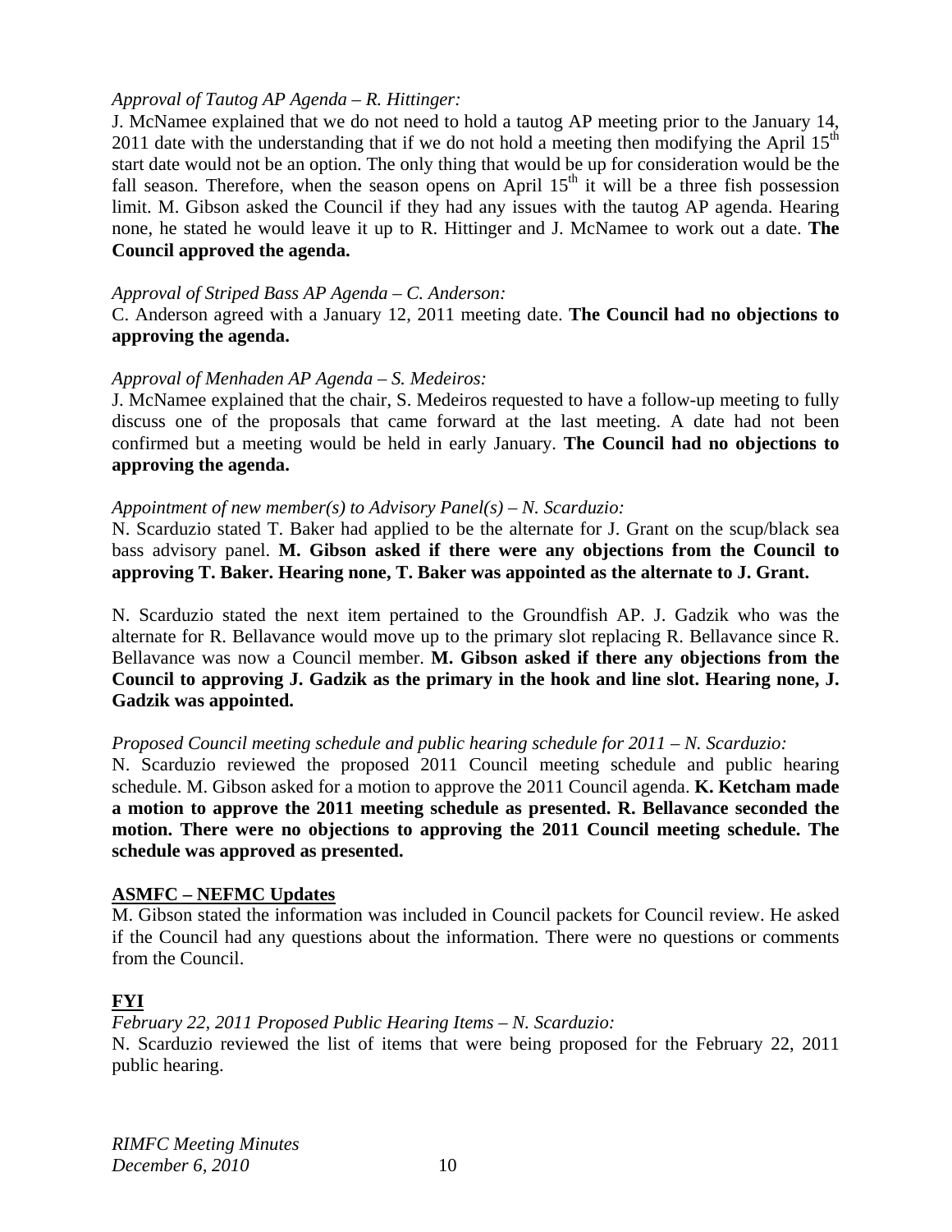*Approval of Tautog AP Agenda – R. Hittinger:*

J. McNamee explained that we do not need to hold a tautog AP meeting prior to the January 14, 2011 date with the understanding that if we do not hold a meeting then modifying the April 15th start date would not be an option. The only thing that would be up for consideration would be the fall season. Therefore, when the season opens on April 15th it will be a three fish possession limit. M. Gibson asked the Council if they had any issues with the tautog AP agenda. Hearing none, he stated he would leave it up to R. Hittinger and J. McNamee to work out a date. **The Council approved the agenda.**

*Approval of Striped Bass AP Agenda – C. Anderson:*

C. Anderson agreed with a January 12, 2011 meeting date. **The Council had no objections to approving the agenda.**

*Approval of Menhaden AP Agenda – S. Medeiros:*

J. McNamee explained that the chair, S. Medeiros requested to have a follow-up meeting to fully discuss one of the proposals that came forward at the last meeting. A date had not been confirmed but a meeting would be held in early January. **The Council had no objections to approving the agenda.**

*Appointment of new member(s) to Advisory Panel(s) – N. Scarduzio:*

N. Scarduzio stated T. Baker had applied to be the alternate for J. Grant on the scup/black sea bass advisory panel. **M. Gibson asked if there were any objections from the Council to approving T. Baker. Hearing none, T. Baker was appointed as the alternate to J. Grant.**

N. Scarduzio stated the next item pertained to the Groundfish AP. J. Gadzik who was the alternate for R. Bellavance would move up to the primary slot replacing R. Bellavance since R. Bellavance was now a Council member. **M. Gibson asked if there any objections from the Council to approving J. Gadzik as the primary in the hook and line slot. Hearing none, J. Gadzik was appointed.**

*Proposed Council meeting schedule and public hearing schedule for 2011 – N. Scarduzio:*

N. Scarduzio reviewed the proposed 2011 Council meeting schedule and public hearing schedule. M. Gibson asked for a motion to approve the 2011 Council agenda. **K. Ketcham made a motion to approve the 2011 meeting schedule as presented. R. Bellavance seconded the motion. There were no objections to approving the 2011 Council meeting schedule. The schedule was approved as presented.**

## ASMFC – NEFMC Updates

M. Gibson stated the information was included in Council packets for Council review. He asked if the Council had any questions about the information. There were no questions or comments from the Council.

## FYI

*February 22, 2011 Proposed Public Hearing Items – N. Scarduzio:*

N. Scarduzio reviewed the list of items that were being proposed for the February 22, 2011 public hearing.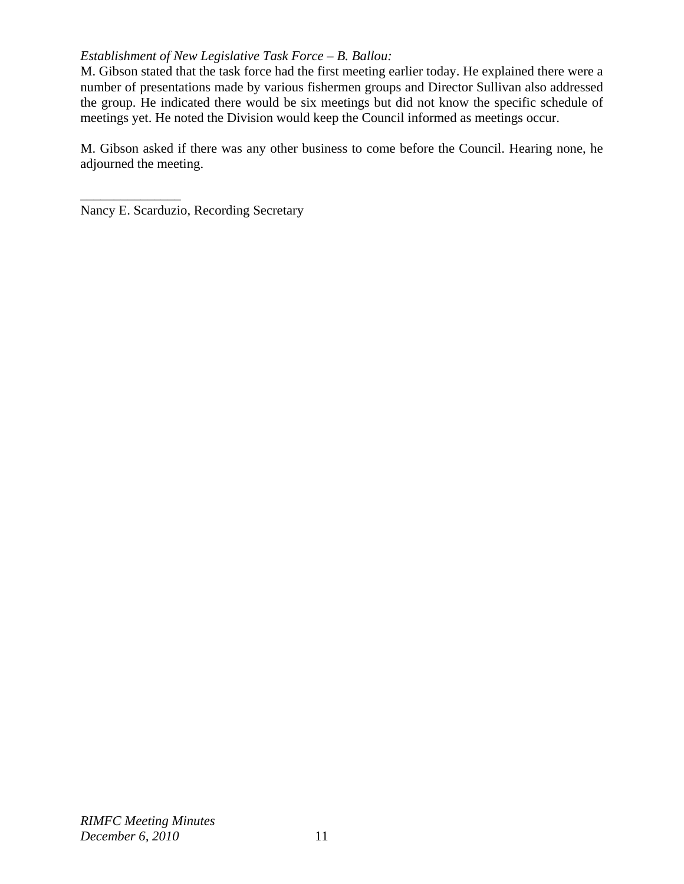*Establishment of New Legislative Task Force – B. Ballou:*

M. Gibson stated that the task force had the first meeting earlier today. He explained there were a number of presentations made by various fishermen groups and Director Sullivan also addressed the group. He indicated there would be six meetings but did not know the specific schedule of meetings yet. He noted the Division would keep the Council informed as meetings occur.

M. Gibson asked if there was any other business to come before the Council. Hearing none, he adjourned the meeting.

_______________

Nancy E. Scarduzio, Recording Secretary